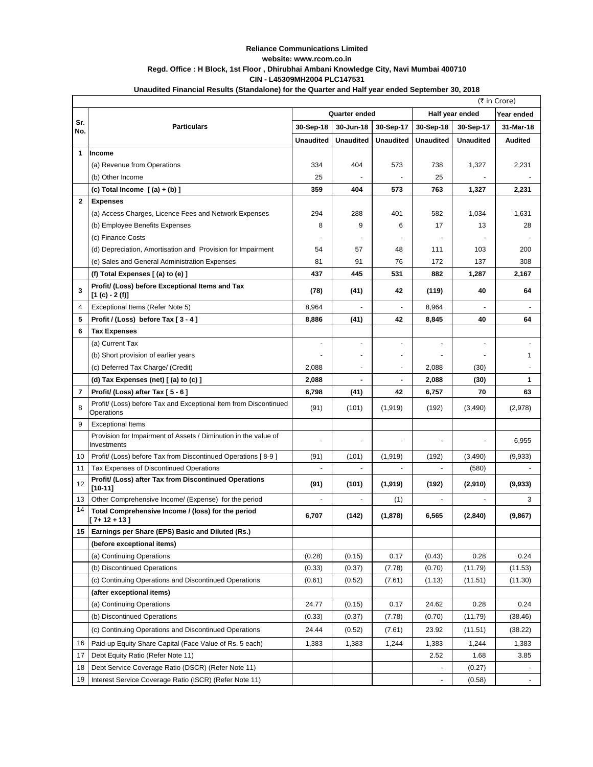**Reliance Communications Limited**

**website: www.rcom.co.in**

**Regd. Office : H Block, 1st Floor , Dhirubhai Ambani Knowledge City, Navi Mumbai 400710**

**CIN - L45309MH2004 PLC147531**

**Unaudited Financial Results (Standalone) for the Quarter and Half year ended September 30, 2018**

(₹ in Crore)

| Sr. No. | Particulars | Quarter ended | | | Half year ended | | Year ended |
|---|---|---|---|---|---|---|---|
| | | 30-Sep-18 | 30-Jun-18 | 30-Sep-17 | 30-Sep-18 | 30-Sep-17 | 31-Mar-18 |
| | | Unaudited | Unaudited | Unaudited | Unaudited | Unaudited | Audited |
| 1 | **Income** | | | | | | |
| | (a) Revenue from Operations | 334 | 404 | 573 | 738 | 1,327 | 2,231 |
| | (b) Other Income | 25 | - | - | 25 | - | - |
| | **(c) Total Income [ (a) + (b) ]** | **359** | **404** | **573** | **763** | **1,327** | **2,231** |
| 2 | **Expenses** | | | | | | |
| | (a) Access Charges, Licence Fees and Network Expenses | 294 | 288 | 401 | 582 | 1,034 | 1,631 |
| | (b) Employee Benefits Expenses | 8 | 9 | 6 | 17 | 13 | 28 |
| | (c) Finance Costs | - | - | - | - | - | - |
| | (d) Depreciation, Amortisation and Provision for Impairment | 54 | 57 | 48 | 111 | 103 | 200 |
| | (e) Sales and General Administration Expenses | 81 | 91 | 76 | 172 | 137 | 308 |
| | **(f) Total Expenses [ (a) to (e) ]** | **437** | **445** | **531** | **882** | **1,287** | **2,167** |
| 3 | **Profit/ (Loss) before Exceptional Items and Tax [1 (c) - 2 (f)]** | **(78)** | **(41)** | **42** | **(119)** | **40** | **64** |
| 4 | Exceptional Items (Refer Note 5) | 8,964 | - | - | 8,964 | - | - |
| 5 | **Profit / (Loss) before Tax [ 3 - 4 ]** | **8,886** | **(41)** | **42** | **8,845** | **40** | **64** |
| 6 | **Tax Expenses** | | | | | | |
| | (a) Current Tax | - | - | - | - | - | - |
| | (b) Short provision of earlier years | - | - | - | - | - | 1 |
| | (c) Deferred Tax Charge/ (Credit) | 2,088 | - | - | 2,088 | (30) | - |
| | **(d) Tax Expenses (net) [ (a) to (c) ]** | **2,088** | **-** | **-** | **2,088** | **(30)** | **1** |
| 7 | **Profit/ (Loss) after Tax [ 5 - 6 ]** | **6,798** | **(41)** | **42** | **6,757** | **70** | **63** |
| 8 | Profit/ (Loss) before Tax and Exceptional Item from Discontinued Operations | (91) | (101) | (1,919) | (192) | (3,490) | (2,978) |
| 9 | Exceptional Items | | | | | | |
| | Provision for Impairment of Assets / Diminution in the value of Investments | - | - | - | - | - | 6,955 |
| 10 | Profit/ (Loss) before Tax from Discontinued Operations [ 8-9 ] | (91) | (101) | (1,919) | (192) | (3,490) | (9,933) |
| 11 | Tax Expenses of Discontinued Operations | - | - | - | - | (580) | - |
| 12 | **Profit/ (Loss) after Tax from Discontinued Operations [10-11]** | **(91)** | **(101)** | **(1,919)** | **(192)** | **(2,910)** | **(9,933)** |
| 13 | Other Comprehensive Income/ (Expense) for the period | - | - | (1) | - | - | 3 |
| 14 | **Total Comprehensive Income / (loss) for the period [ 7+ 12 + 13 ]** | **6,707** | **(142)** | **(1,878)** | **6,565** | **(2,840)** | **(9,867)** |
| 15 | **Earnings per Share (EPS) Basic and Diluted (Rs.)** | | | | | | |
| | **(before exceptional items)** | | | | | | |
| | (a) Continuing Operations | (0.28) | (0.15) | 0.17 | (0.43) | 0.28 | 0.24 |
| | (b) Discontinued Operations | (0.33) | (0.37) | (7.78) | (0.70) | (11.79) | (11.53) |
| | (c) Continuing Operations and Discontinued Operations | (0.61) | (0.52) | (7.61) | (1.13) | (11.51) | (11.30) |
| | **(after exceptional items)** | | | | | | |
| | (a) Continuing Operations | 24.77 | (0.15) | 0.17 | 24.62 | 0.28 | 0.24 |
| | (b) Discontinued Operations | (0.33) | (0.37) | (7.78) | (0.70) | (11.79) | (38.46) |
| | (c) Continuing Operations and Discontinued Operations | 24.44 | (0.52) | (7.61) | 23.92 | (11.51) | (38.22) |
| 16 | Paid-up Equity Share Capital (Face Value of Rs. 5 each) | 1,383 | 1,383 | 1,244 | 1,383 | 1,244 | 1,383 |
| 17 | Debt Equity Ratio (Refer Note 11) | | | | 2.52 | 1.68 | 3.85 |
| 18 | Debt Service Coverage Ratio (DSCR) (Refer Note 11) | | | | - | (0.27) | - |
| 19 | Interest Service Coverage Ratio (ISCR) (Refer Note 11) | | | | - | (0.58) | - |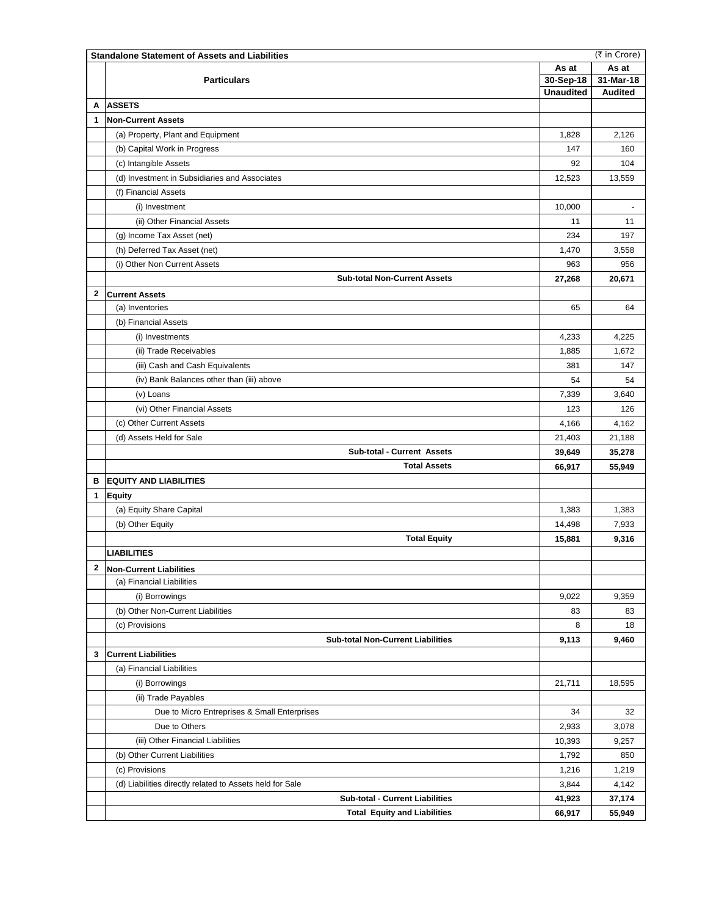| | Standalone Statement of Assets and Liabilities | | (₹ in Crore) |
|---|---|---|---|
| | **Particulars** | **As at 30-Sep-18 Unaudited** | **As at 31-Mar-18 Audited** |
| **A** | **ASSETS** | | |
| **1** | **Non-Current Assets** | | |
| | (a) Property, Plant and Equipment | 1,828 | 2,126 |
| | (b) Capital Work in Progress | 147 | 160 |
| | (c) Intangible Assets | 92 | 104 |
| | (d) Investment in Subsidiaries and Associates | 12,523 | 13,559 |
| | (f) Financial Assets | | |
| | (i) Investment | 10,000 | - |
| | (ii) Other Financial Assets | 11 | 11 |
| | (g) Income Tax Asset (net) | 234 | 197 |
| | (h) Deferred Tax Asset (net) | 1,470 | 3,558 |
| | (i) Other Non Current Assets | 963 | 956 |
| | **Sub-total Non-Current Assets** | **27,268** | **20,671** |
| **2** | **Current Assets** | | |
| | (a) Inventories | 65 | 64 |
| | (b) Financial Assets | | |
| | (i) Investments | 4,233 | 4,225 |
| | (ii) Trade Receivables | 1,885 | 1,672 |
| | (iii) Cash and Cash Equivalents | 381 | 147 |
| | (iv) Bank Balances other than (iii) above | 54 | 54 |
| | (v) Loans | 7,339 | 3,640 |
| | (vi) Other Financial Assets | 123 | 126 |
| | (c) Other Current Assets | 4,166 | 4,162 |
| | (d) Assets Held for Sale | 21,403 | 21,188 |
| | **Sub-total - Current Assets** | **39,649** | **35,278** |
| | **Total Assets** | **66,917** | **55,949** |
| **B** | **EQUITY AND LIABILITIES** | | |
| **1** | **Equity** | | |
| | (a) Equity Share Capital | 1,383 | 1,383 |
| | (b) Other Equity | 14,498 | 7,933 |
| | **Total Equity** | **15,881** | **9,316** |
| | **LIABILITIES** | | |
| **2** | **Non-Current Liabilities** | | |
| | (a) Financial Liabilities | | |
| | (i) Borrowings | 9,022 | 9,359 |
| | (b) Other Non-Current Liabilities | 83 | 83 |
| | (c) Provisions | 8 | 18 |
| | **Sub-total Non-Current Liabilities** | **9,113** | **9,460** |
| **3** | **Current Liabilities** | | |
| | (a) Financial Liabilities | | |
| | (i) Borrowings | 21,711 | 18,595 |
| | (ii) Trade Payables | | |
| | Due to Micro Entreprises & Small Enterprises | 34 | 32 |
| | Due to Others | 2,933 | 3,078 |
| | (iii) Other Financial Liabilities | 10,393 | 9,257 |
| | (b) Other Current Liabilities | 1,792 | 850 |
| | (c) Provisions | 1,216 | 1,219 |
| | (d) Liabilities directly related to Assets held for Sale | 3,844 | 4,142 |
| | **Sub-total - Current Liabilities** | **41,923** | **37,174** |
| | **Total Equity and Liabilities** | **66,917** | **55,949** |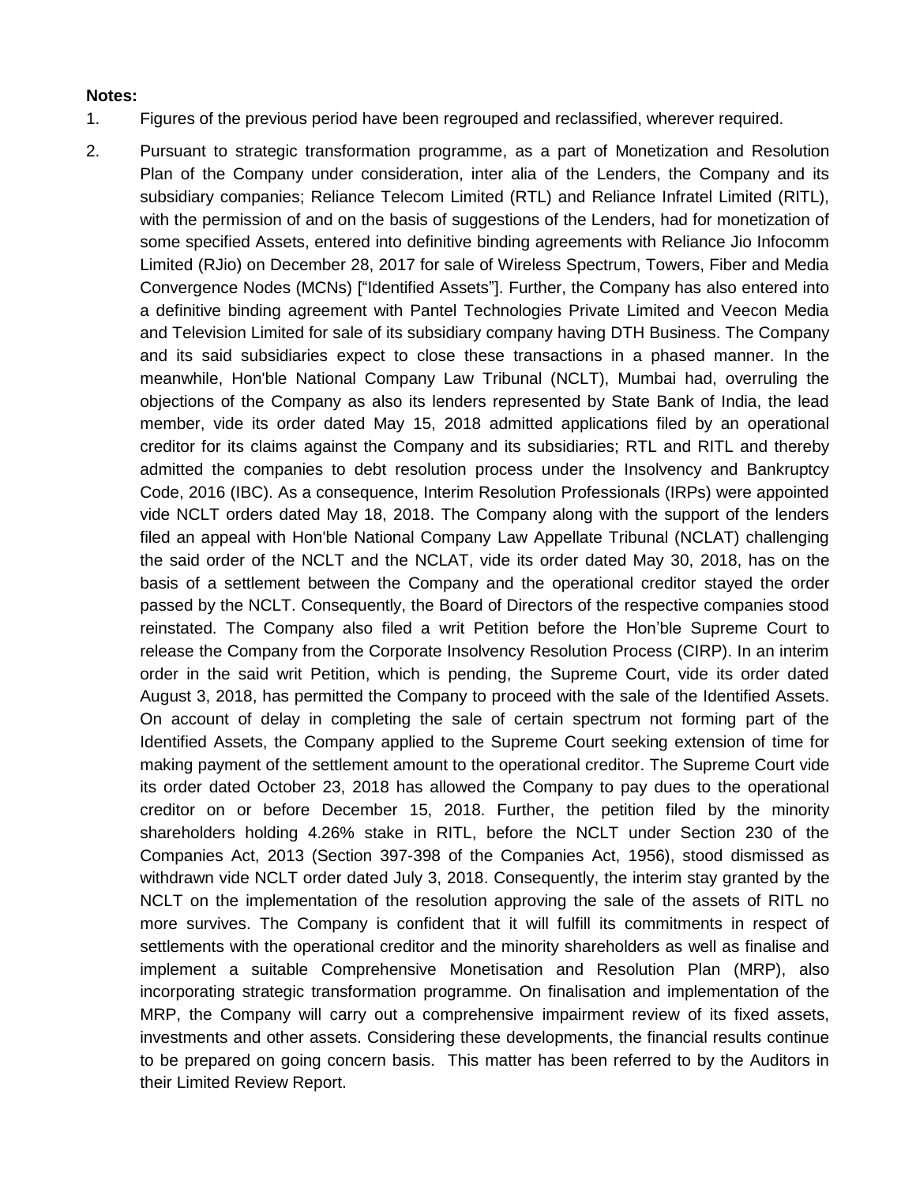**Notes:**

1. Figures of the previous period have been regrouped and reclassified, wherever required.

2. Pursuant to strategic transformation programme, as a part of Monetization and Resolution Plan of the Company under consideration, inter alia of the Lenders, the Company and its subsidiary companies; Reliance Telecom Limited (RTL) and Reliance Infratel Limited (RITL), with the permission of and on the basis of suggestions of the Lenders, had for monetization of some specified Assets, entered into definitive binding agreements with Reliance Jio Infocomm Limited (RJio) on December 28, 2017 for sale of Wireless Spectrum, Towers, Fiber and Media Convergence Nodes (MCNs) ["Identified Assets"]. Further, the Company has also entered into a definitive binding agreement with Pantel Technologies Private Limited and Veecon Media and Television Limited for sale of its subsidiary company having DTH Business. The Company and its said subsidiaries expect to close these transactions in a phased manner. In the meanwhile, Hon'ble National Company Law Tribunal (NCLT), Mumbai had, overruling the objections of the Company as also its lenders represented by State Bank of India, the lead member, vide its order dated May 15, 2018 admitted applications filed by an operational creditor for its claims against the Company and its subsidiaries; RTL and RITL and thereby admitted the companies to debt resolution process under the Insolvency and Bankruptcy Code, 2016 (IBC). As a consequence, Interim Resolution Professionals (IRPs) were appointed vide NCLT orders dated May 18, 2018. The Company along with the support of the lenders filed an appeal with Hon'ble National Company Law Appellate Tribunal (NCLAT) challenging the said order of the NCLT and the NCLAT, vide its order dated May 30, 2018, has on the basis of a settlement between the Company and the operational creditor stayed the order passed by the NCLT. Consequently, the Board of Directors of the respective companies stood reinstated. The Company also filed a writ Petition before the Hon'ble Supreme Court to release the Company from the Corporate Insolvency Resolution Process (CIRP). In an interim order in the said writ Petition, which is pending, the Supreme Court, vide its order dated August 3, 2018, has permitted the Company to proceed with the sale of the Identified Assets. On account of delay in completing the sale of certain spectrum not forming part of the Identified Assets, the Company applied to the Supreme Court seeking extension of time for making payment of the settlement amount to the operational creditor. The Supreme Court vide its order dated October 23, 2018 has allowed the Company to pay dues to the operational creditor on or before December 15, 2018. Further, the petition filed by the minority shareholders holding 4.26% stake in RITL, before the NCLT under Section 230 of the Companies Act, 2013 (Section 397-398 of the Companies Act, 1956), stood dismissed as withdrawn vide NCLT order dated July 3, 2018. Consequently, the interim stay granted by the NCLT on the implementation of the resolution approving the sale of the assets of RITL no more survives. The Company is confident that it will fulfill its commitments in respect of settlements with the operational creditor and the minority shareholders as well as finalise and implement a suitable Comprehensive Monetisation and Resolution Plan (MRP), also incorporating strategic transformation programme. On finalisation and implementation of the MRP, the Company will carry out a comprehensive impairment review of its fixed assets, investments and other assets. Considering these developments, the financial results continue to be prepared on going concern basis. This matter has been referred to by the Auditors in their Limited Review Report.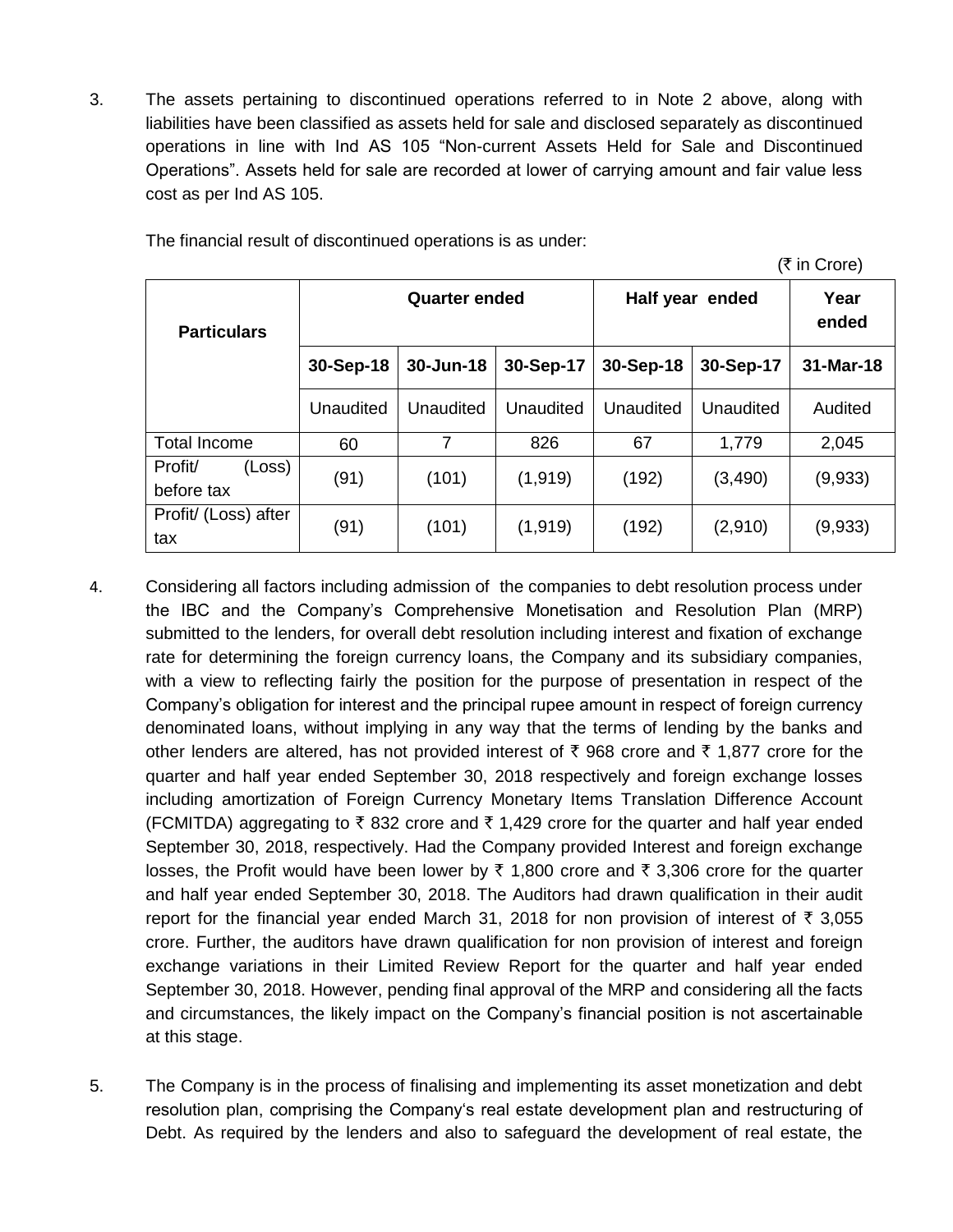3. The assets pertaining to discontinued operations referred to in Note 2 above, along with liabilities have been classified as assets held for sale and disclosed separately as discontinued operations in line with Ind AS 105 "Non-current Assets Held for Sale and Discontinued Operations". Assets held for sale are recorded at lower of carrying amount and fair value less cost as per Ind AS 105.

   The financial result of discontinued operations is as under:

   (₹ in Crore)

| Particulars | Quarter ended | | | Half year ended | | Year ended |
|---|---|---|---|---|---|---|
| | 30-Sep-18 | 30-Jun-18 | 30-Sep-17 | 30-Sep-18 | 30-Sep-17 | 31-Mar-18 |
| | Unaudited | Unaudited | Unaudited | Unaudited | Unaudited | Audited |
| Total Income | 60 | 7 | 826 | 67 | 1,779 | 2,045 |
| Profit/ (Loss) before tax | (91) | (101) | (1,919) | (192) | (3,490) | (9,933) |
| Profit/ (Loss) after tax | (91) | (101) | (1,919) | (192) | (2,910) | (9,933) |

4. Considering all factors including admission of the companies to debt resolution process under the IBC and the Company's Comprehensive Monetisation and Resolution Plan (MRP) submitted to the lenders, for overall debt resolution including interest and fixation of exchange rate for determining the foreign currency loans, the Company and its subsidiary companies, with a view to reflecting fairly the position for the purpose of presentation in respect of the Company's obligation for interest and the principal rupee amount in respect of foreign currency denominated loans, without implying in any way that the terms of lending by the banks and other lenders are altered, has not provided interest of ₹ 968 crore and ₹ 1,877 crore for the quarter and half year ended September 30, 2018 respectively and foreign exchange losses including amortization of Foreign Currency Monetary Items Translation Difference Account (FCMITDA) aggregating to ₹ 832 crore and ₹ 1,429 crore for the quarter and half year ended September 30, 2018, respectively. Had the Company provided Interest and foreign exchange losses, the Profit would have been lower by ₹ 1,800 crore and ₹ 3,306 crore for the quarter and half year ended September 30, 2018. The Auditors had drawn qualification in their audit report for the financial year ended March 31, 2018 for non provision of interest of ₹ 3,055 crore. Further, the auditors have drawn qualification for non provision of interest and foreign exchange variations in their Limited Review Report for the quarter and half year ended September 30, 2018. However, pending final approval of the MRP and considering all the facts and circumstances, the likely impact on the Company's financial position is not ascertainable at this stage.

5. The Company is in the process of finalising and implementing its asset monetization and debt resolution plan, comprising the Company's real estate development plan and restructuring of Debt. As required by the lenders and also to safeguard the development of real estate, the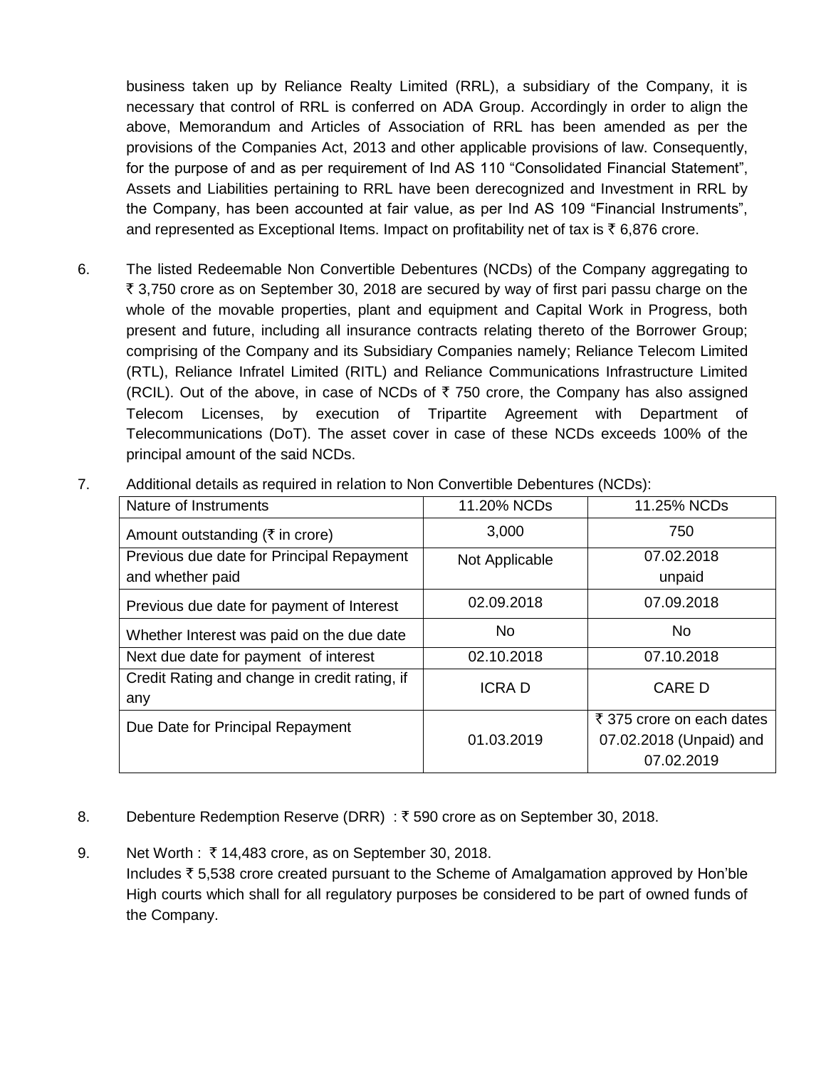business taken up by Reliance Realty Limited (RRL), a subsidiary of the Company, it is necessary that control of RRL is conferred on ADA Group. Accordingly in order to align the above, Memorandum and Articles of Association of RRL has been amended as per the provisions of the Companies Act, 2013 and other applicable provisions of law. Consequently, for the purpose of and as per requirement of Ind AS 110 "Consolidated Financial Statement", Assets and Liabilities pertaining to RRL have been derecognized and Investment in RRL by the Company, has been accounted at fair value, as per Ind AS 109 "Financial Instruments", and represented as Exceptional Items. Impact on profitability net of tax is ₹ 6,876 crore.

6. The listed Redeemable Non Convertible Debentures (NCDs) of the Company aggregating to ₹ 3,750 crore as on September 30, 2018 are secured by way of first pari passu charge on the whole of the movable properties, plant and equipment and Capital Work in Progress, both present and future, including all insurance contracts relating thereto of the Borrower Group; comprising of the Company and its Subsidiary Companies namely; Reliance Telecom Limited (RTL), Reliance Infratel Limited (RITL) and Reliance Communications Infrastructure Limited (RCIL). Out of the above, in case of NCDs of ₹ 750 crore, the Company has also assigned Telecom Licenses, by execution of Tripartite Agreement with Department of Telecommunications (DoT). The asset cover in case of these NCDs exceeds 100% of the principal amount of the said NCDs.

7. Additional details as required in relation to Non Convertible Debentures (NCDs):

| Nature of Instruments | 11.20% NCDs | 11.25% NCDs |
|---|---|---|
| Amount outstanding (₹ in crore) | 3,000 | 750 |
| Previous due date for Principal Repayment and whether paid | Not Applicable | 07.02.2018 unpaid |
| Previous due date for payment of Interest | 02.09.2018 | 07.09.2018 |
| Whether Interest was paid on the due date | No | No |
| Next due date for payment of interest | 02.10.2018 | 07.10.2018 |
| Credit Rating and change in credit rating, if any | ICRA D | CARE D |
| Due Date for Principal Repayment | 01.03.2019 | ₹ 375 crore on each dates 07.02.2018 (Unpaid) and 07.02.2019 |

8. Debenture Redemption Reserve (DRR) : ₹ 590 crore as on September 30, 2018.

9. Net Worth : ₹ 14,483 crore, as on September 30, 2018.
Includes ₹ 5,538 crore created pursuant to the Scheme of Amalgamation approved by Hon'ble High courts which shall for all regulatory purposes be considered to be part of owned funds of the Company.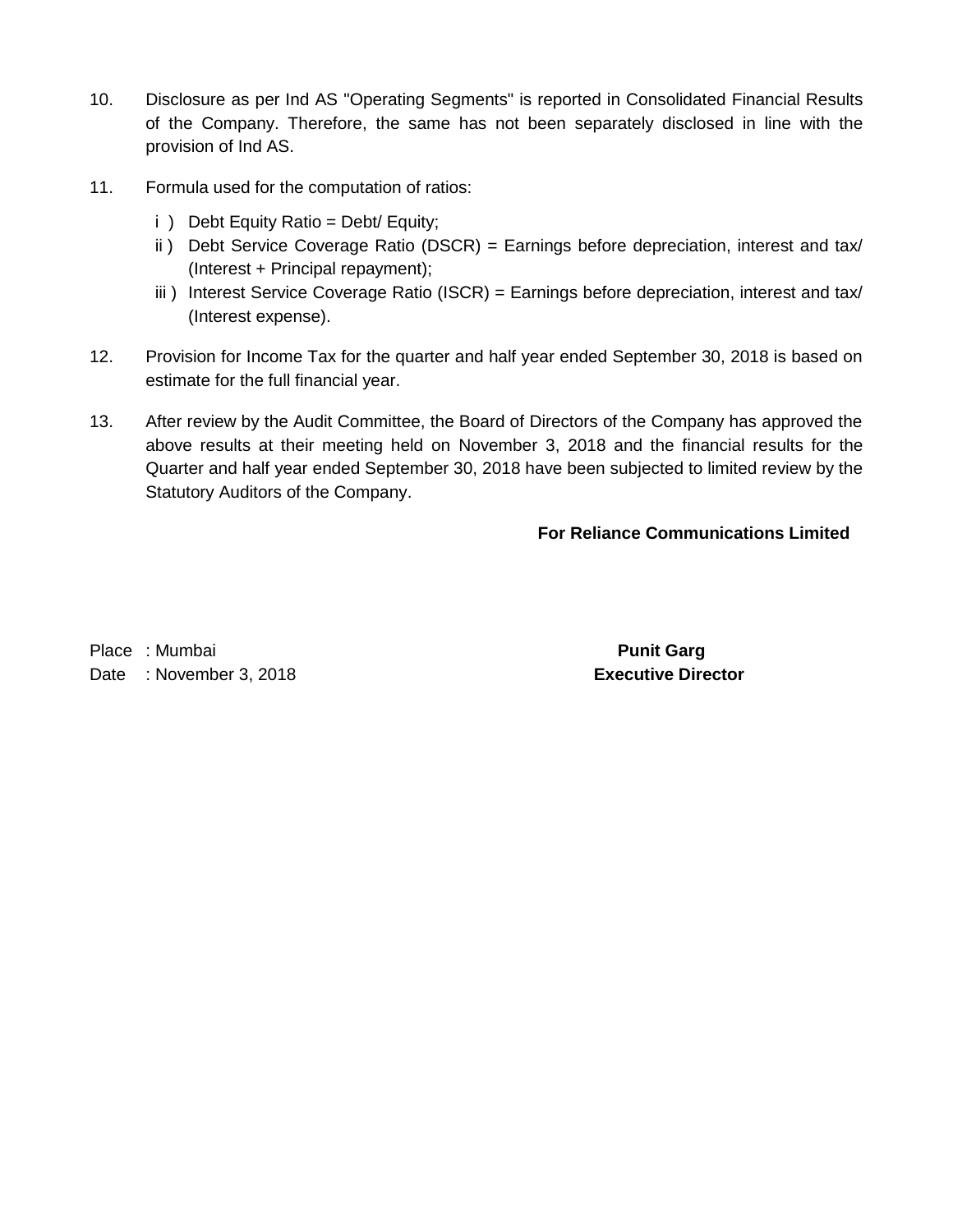10. Disclosure as per Ind AS "Operating Segments" is reported in Consolidated Financial Results of the Company. Therefore, the same has not been separately disclosed in line with the provision of Ind AS.

11. Formula used for the computation of ratios:

    i ) Debt Equity Ratio = Debt/ Equity;

    ii ) Debt Service Coverage Ratio (DSCR) = Earnings before depreciation, interest and tax/ (Interest + Principal repayment);

    iii ) Interest Service Coverage Ratio (ISCR) = Earnings before depreciation, interest and tax/ (Interest expense).

12. Provision for Income Tax for the quarter and half year ended September 30, 2018 is based on estimate for the full financial year.

13. After review by the Audit Committee, the Board of Directors of the Company has approved the above results at their meeting held on November 3, 2018 and the financial results for the Quarter and half year ended September 30, 2018 have been subjected to limited review by the Statutory Auditors of the Company.

**For Reliance Communications Limited**

Place : Mumbai
Date : November 3, 2018

**Punit Garg**
**Executive Director**